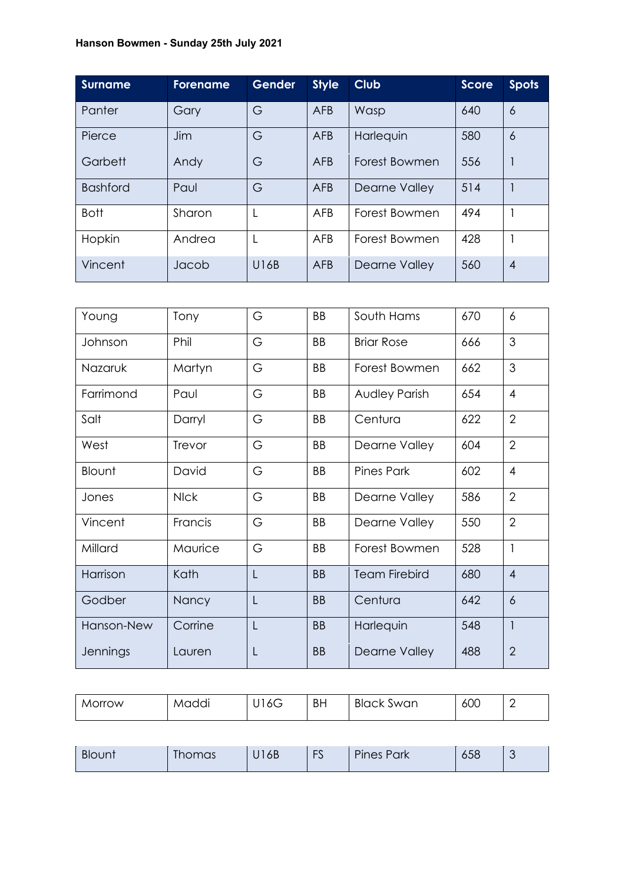**Hanson Bowmen - Sunday 25th July 2021**

| Surname | Forename | Gender | Style | Club | Score | Spots |
|---|---|---|---|---|---|---|
| Panter | Gary | G | AFB | Wasp | 640 | 6 |
| Pierce | Jim | G | AFB | Harlequin | 580 | 6 |
| Garbett | Andy | G | AFB | Forest Bowmen | 556 | 1 |
| Bashford | Paul | G | AFB | Dearne Valley | 514 | 1 |
| Bott | Sharon | L | AFB | Forest Bowmen | 494 | 1 |
| Hopkin | Andrea | L | AFB | Forest Bowmen | 428 | 1 |
| Vincent | Jacob | U16B | AFB | Dearne Valley | 560 | 4 |

| | | | | | | |
|---|---|---|---|---|---|---|
| Young | Tony | G | BB | South Hams | 670 | 6 |
| Johnson | Phil | G | BB | Briar Rose | 666 | 3 |
| Nazaruk | Martyn | G | BB | Forest Bowmen | 662 | 3 |
| Farrimond | Paul | G | BB | Audley Parish | 654 | 4 |
| Salt | Darryl | G | BB | Centura | 622 | 2 |
| West | Trevor | G | BB | Dearne Valley | 604 | 2 |
| Blount | David | G | BB | Pines Park | 602 | 4 |
| Jones | NIck | G | BB | Dearne Valley | 586 | 2 |
| Vincent | Francis | G | BB | Dearne Valley | 550 | 2 |
| Millard | Maurice | G | BB | Forest Bowmen | 528 | 1 |
| Harrison | Kath | L | BB | Team Firebird | 680 | 4 |
| Godber | Nancy | L | BB | Centura | 642 | 6 |
| Hanson-New | Corrine | L | BB | Harlequin | 548 | 1 |
| Jennings | Lauren | L | BB | Dearne Valley | 488 | 2 |

| | | | | | | |
|---|---|---|---|---|---|---|
| Morrow | Maddi | U16G | BH | Black Swan | 600 | 2 |

| | | | | | | |
|---|---|---|---|---|---|---|
| Blount | Thomas | U16B | FS | Pines Park | 658 | 3 |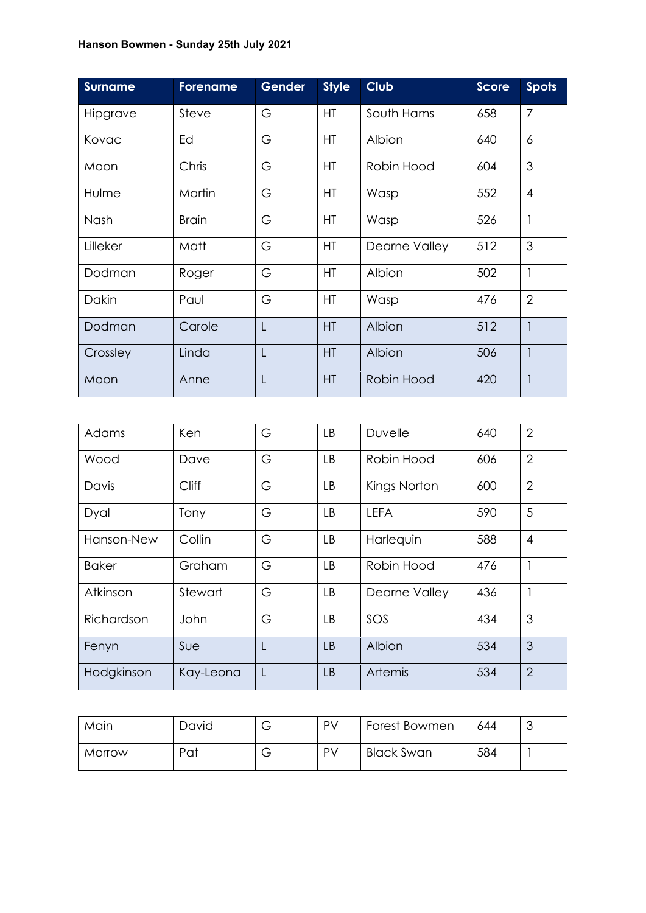**Hanson Bowmen - Sunday 25th July 2021**

| Surname | Forename | Gender | Style | Club | Score | Spots |
|---|---|---|---|---|---|---|
| Hipgrave | Steve | G | HT | South Hams | 658 | 7 |
| Kovac | Ed | G | HT | Albion | 640 | 6 |
| Moon | Chris | G | HT | Robin Hood | 604 | 3 |
| Hulme | Martin | G | HT | Wasp | 552 | 4 |
| Nash | Brain | G | HT | Wasp | 526 | 1 |
| Lilleker | Matt | G | HT | Dearne Valley | 512 | 3 |
| Dodman | Roger | G | HT | Albion | 502 | 1 |
| Dakin | Paul | G | HT | Wasp | 476 | 2 |
| Dodman | Carole | L | HT | Albion | 512 | 1 |
| Crossley | Linda | L | HT | Albion | 506 | 1 |
| Moon | Anne | L | HT | Robin Hood | 420 | 1 |

| Surname | Forename | Gender | Style | Club | Score | Spots |
|---|---|---|---|---|---|---|
| Adams | Ken | G | LB | Duvelle | 640 | 2 |
| Wood | Dave | G | LB | Robin Hood | 606 | 2 |
| Davis | Cliff | G | LB | Kings Norton | 600 | 2 |
| Dyal | Tony | G | LB | LEFA | 590 | 5 |
| Hanson-New | Collin | G | LB | Harlequin | 588 | 4 |
| Baker | Graham | G | LB | Robin Hood | 476 | 1 |
| Atkinson | Stewart | G | LB | Dearne Valley | 436 | 1 |
| Richardson | John | G | LB | SOS | 434 | 3 |
| Fenyn | Sue | L | LB | Albion | 534 | 3 |
| Hodgkinson | Kay-Leona | L | LB | Artemis | 534 | 2 |

| Surname | Forename | Gender | Style | Club | Score | Spots |
|---|---|---|---|---|---|---|
| Main | David | G | PV | Forest Bowmen | 644 | 3 |
| Morrow | Pat | G | PV | Black Swan | 584 | 1 |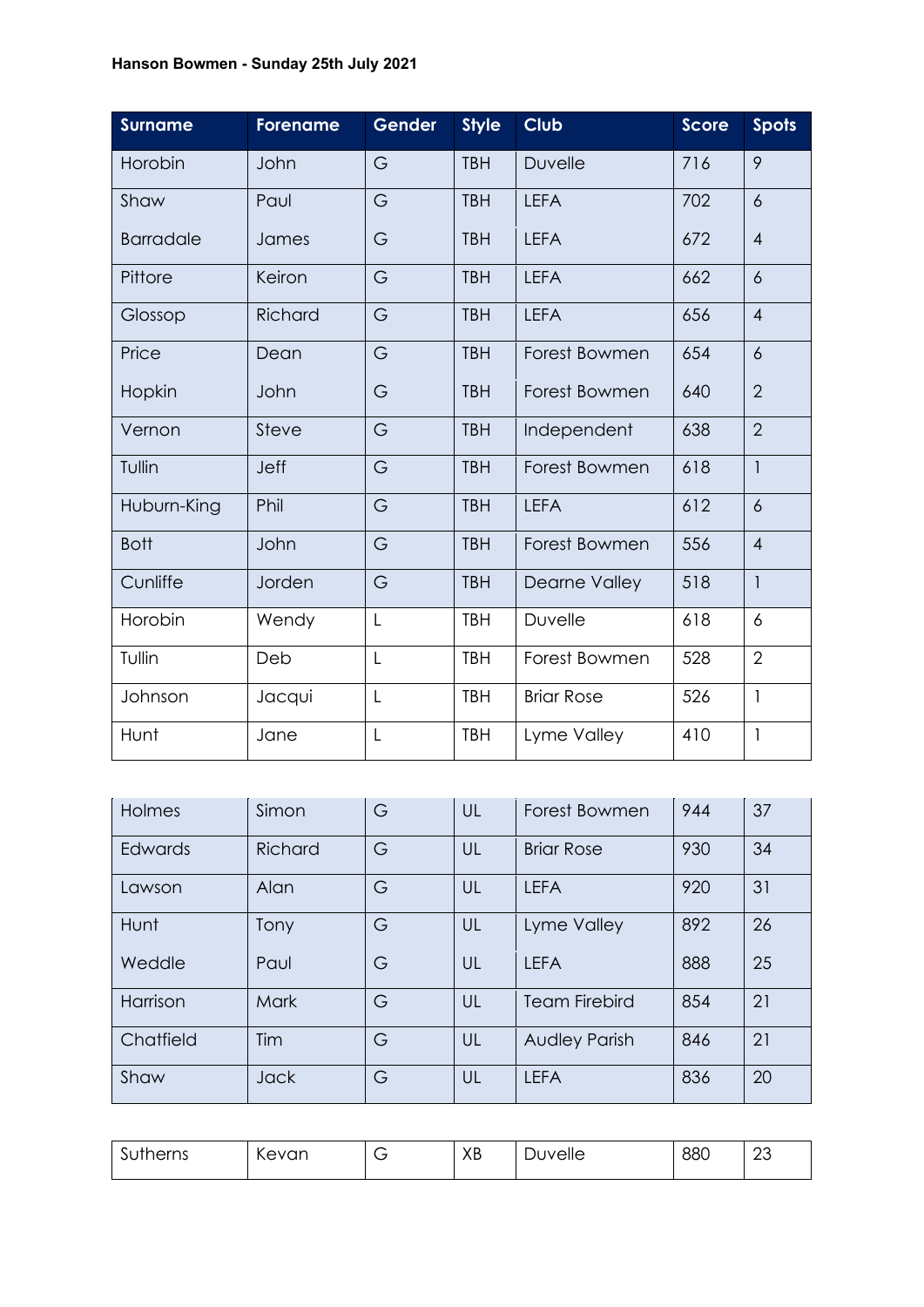**Hanson Bowmen - Sunday 25th July 2021**

| Surname | Forename | Gender | Style | Club | Score | Spots |
|---|---|---|---|---|---|---|
| Horobin | John | G | TBH | Duvelle | 716 | 9 |
| Shaw | Paul | G | TBH | LEFA | 702 | 6 |
| Barradale | James | G | TBH | LEFA | 672 | 4 |
| Pittore | Keiron | G | TBH | LEFA | 662 | 6 |
| Glossop | Richard | G | TBH | LEFA | 656 | 4 |
| Price | Dean | G | TBH | Forest Bowmen | 654 | 6 |
| Hopkin | John | G | TBH | Forest Bowmen | 640 | 2 |
| Vernon | Steve | G | TBH | Independent | 638 | 2 |
| Tullin | Jeff | G | TBH | Forest Bowmen | 618 | 1 |
| Huburn-King | Phil | G | TBH | LEFA | 612 | 6 |
| Bott | John | G | TBH | Forest Bowmen | 556 | 4 |
| Cunliffe | Jorden | G | TBH | Dearne Valley | 518 | 1 |
| Horobin | Wendy | L | TBH | Duvelle | 618 | 6 |
| Tullin | Deb | L | TBH | Forest Bowmen | 528 | 2 |
| Johnson | Jacqui | L | TBH | Briar Rose | 526 | 1 |
| Hunt | Jane | L | TBH | Lyme Valley | 410 | 1 |

| | | | | | | |
|---|---|---|---|---|---|---|
| Holmes | Simon | G | UL | Forest Bowmen | 944 | 37 |
| Edwards | Richard | G | UL | Briar Rose | 930 | 34 |
| Lawson | Alan | G | UL | LEFA | 920 | 31 |
| Hunt | Tony | G | UL | Lyme Valley | 892 | 26 |
| Weddle | Paul | G | UL | LEFA | 888 | 25 |
| Harrison | Mark | G | UL | Team Firebird | 854 | 21 |
| Chatfield | Tim | G | UL | Audley Parish | 846 | 21 |
| Shaw | Jack | G | UL | LEFA | 836 | 20 |

| | | | | | | |
|---|---|---|---|---|---|---|
| Sutherns | Kevan | G | XB | Duvelle | 880 | 23 |